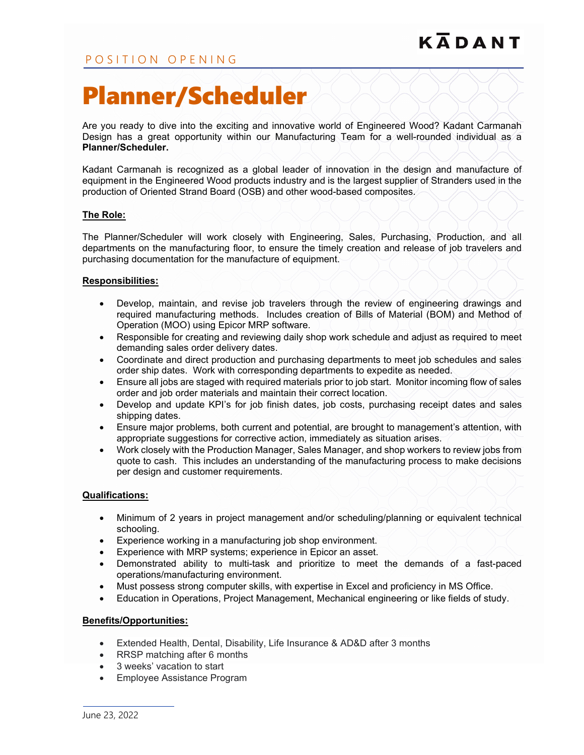KADANT

POSITION OPENING

# Planner/Scheduler

Are you ready to dive into the exciting and innovative world of Engineered Wood? Kadant Carmanah Design has a great opportunity within our Manufacturing Team for a well-rounded individual as a **Planner/Scheduler.**

Kadant Carmanah is recognized as a global leader of innovation in the design and manufacture of equipment in the Engineered Wood products industry and is the largest supplier of Stranders used in the production of Oriented Strand Board (OSB) and other wood-based composites.

## The Role:

The Planner/Scheduler will work closely with Engineering, Sales, Purchasing, Production, and all departments on the manufacturing floor, to ensure the timely creation and release of job travelers and purchasing documentation for the manufacture of equipment.

## Responsibilities:

- Develop, maintain, and revise job travelers through the review of engineering drawings and required manufacturing methods. Includes creation of Bills of Material (BOM) and Method of Operation (MOO) using Epicor MRP software.
- Responsible for creating and reviewing daily shop work schedule and adjust as required to meet demanding sales order delivery dates.
- Coordinate and direct production and purchasing departments to meet job schedules and sales order ship dates. Work with corresponding departments to expedite as needed.
- Ensure all jobs are staged with required materials prior to job start. Monitor incoming flow of sales order and job order materials and maintain their correct location.
- Develop and update KPI's for job finish dates, job costs, purchasing receipt dates and sales shipping dates.
- Ensure major problems, both current and potential, are brought to management's attention, with appropriate suggestions for corrective action, immediately as situation arises.
- Work closely with the Production Manager, Sales Manager, and shop workers to review jobs from quote to cash. This includes an understanding of the manufacturing process to make decisions per design and customer requirements.

## Qualifications:

- Minimum of 2 years in project management and/or scheduling/planning or equivalent technical schooling.
- Experience working in a manufacturing job shop environment.
- Experience with MRP systems; experience in Epicor an asset.
- Demonstrated ability to multi-task and prioritize to meet the demands of a fast-paced operations/manufacturing environment.
- Must possess strong computer skills, with expertise in Excel and proficiency in MS Office.
- Education in Operations, Project Management, Mechanical engineering or like fields of study.

## Benefits/Opportunities:

- Extended Health, Dental, Disability, Life Insurance & AD&D after 3 months
- RRSP matching after 6 months
- 3 weeks' vacation to start
- Employee Assistance Program

June 23, 2022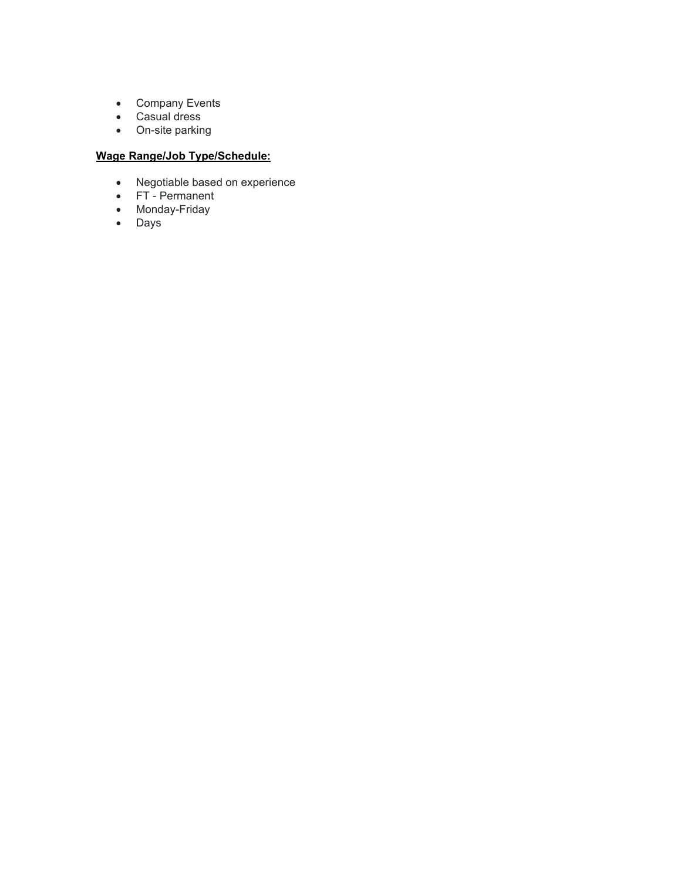- Company Events
- Casual dress
- On-site parking

**Wage Range/Job Type/Schedule:**

- Negotiable based on experience
- FT - Permanent
- Monday-Friday
- Days